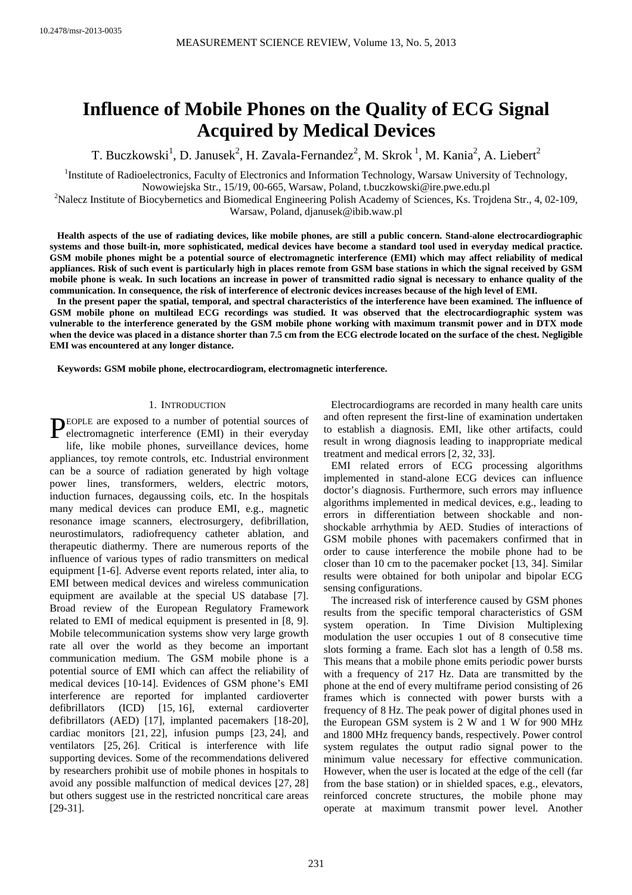10.2478/msr-2013-0035

# Influence of Mobile Phones on the Quality of ECG Signal Acquired by Medical Devices

T. Buczkowski[1], D. Janusek[2], H. Zavala-Fernandez[2], M. Skrok [1], M. Kania[2], A. Liebert[2]

[1]Institute of Radioelectronics, Faculty of Electronics and Information Technology, Warsaw University of Technology, Nowowiejska Str., 15/19, 00-665, Warsaw, Poland, t.buczkowski@ire.pwe.edu.pl

[2]Nalecz Institute of Biocybernetics and Biomedical Engineering Polish Academy of Sciences, Ks. Trojdena Str., 4, 02-109, Warsaw, Poland, djanusek@ibib.waw.pl

**Health aspects of the use of radiating devices, like mobile phones, are still a public concern. Stand-alone electrocardiographic systems and those built-in, more sophisticated, medical devices have become a standard tool used in everyday medical practice. GSM mobile phones might be a potential source of electromagnetic interference (EMI) which may affect reliability of medical appliances. Risk of such event is particularly high in places remote from GSM base stations in which the signal received by GSM mobile phone is weak. In such locations an increase in power of transmitted radio signal is necessary to enhance quality of the communication. In consequence, the risk of interference of electronic devices increases because of the high level of EMI.**

**In the present paper the spatial, temporal, and spectral characteristics of the interference have been examined. The influence of GSM mobile phone on multilead ECG recordings was studied. It was observed that the electrocardiographic system was vulnerable to the interference generated by the GSM mobile phone working with maximum transmit power and in DTX mode when the device was placed in a distance shorter than 7.5 cm from the ECG electrode located on the surface of the chest. Negligible EMI was encountered at any longer distance.**

**Keywords: GSM mobile phone, electrocardiogram, electromagnetic interference.**

## 1. Introduction

People are exposed to a number of potential sources of electromagnetic interference (EMI) in their everyday life, like mobile phones, surveillance devices, home appliances, toy remote controls, etc. Industrial environment can be a source of radiation generated by high voltage power lines, transformers, welders, electric motors, induction furnaces, degaussing coils, etc. In the hospitals many medical devices can produce EMI, e.g., magnetic resonance image scanners, electrosurgery, defibrillation, neurostimulators, radiofrequency catheter ablation, and therapeutic diathermy. There are numerous reports of the influence of various types of radio transmitters on medical equipment [1-6]. Adverse event reports related, inter alia, to EMI between medical devices and wireless communication equipment are available at the special US database [7]. Broad review of the European Regulatory Framework related to EMI of medical equipment is presented in [8, 9]. Mobile telecommunication systems show very large growth rate all over the world as they become an important communication medium. The GSM mobile phone is a potential source of EMI which can affect the reliability of medical devices [10-14]. Evidences of GSM phone's EMI interference are reported for implanted cardioverter defibrillators (ICD) [15, 16], external cardioverter defibrillators (AED) [17], implanted pacemakers [18-20], cardiac monitors [21, 22], infusion pumps [23, 24], and ventilators [25, 26]. Critical is interference with life supporting devices. Some of the recommendations delivered by researchers prohibit use of mobile phones in hospitals to avoid any possible malfunction of medical devices [27, 28] but others suggest use in the restricted noncritical care areas [29-31].

Electrocardiograms are recorded in many health care units and often represent the first-line of examination undertaken to establish a diagnosis. EMI, like other artifacts, could result in wrong diagnosis leading to inappropriate medical treatment and medical errors [2, 32, 33].

EMI related errors of ECG processing algorithms implemented in stand-alone ECG devices can influence doctor's diagnosis. Furthermore, such errors may influence algorithms implemented in medical devices, e.g., leading to errors in differentiation between shockable and non-shockable arrhythmia by AED. Studies of interactions of GSM mobile phones with pacemakers confirmed that in order to cause interference the mobile phone had to be closer than 10 cm to the pacemaker pocket [13, 34]. Similar results were obtained for both unipolar and bipolar ECG sensing configurations.

The increased risk of interference caused by GSM phones results from the specific temporal characteristics of GSM system operation. In Time Division Multiplexing modulation the user occupies 1 out of 8 consecutive time slots forming a frame. Each slot has a length of 0.58 ms. This means that a mobile phone emits periodic power bursts with a frequency of 217 Hz. Data are transmitted by the phone at the end of every multiframe period consisting of 26 frames which is connected with power bursts with a frequency of 8 Hz. The peak power of digital phones used in the European GSM system is 2 W and 1 W for 900 MHz and 1800 MHz frequency bands, respectively. Power control system regulates the output radio signal power to the minimum value necessary for effective communication. However, when the user is located at the edge of the cell (far from the base station) or in shielded spaces, e.g., elevators, reinforced concrete structures, the mobile phone may operate at maximum transmit power level. Another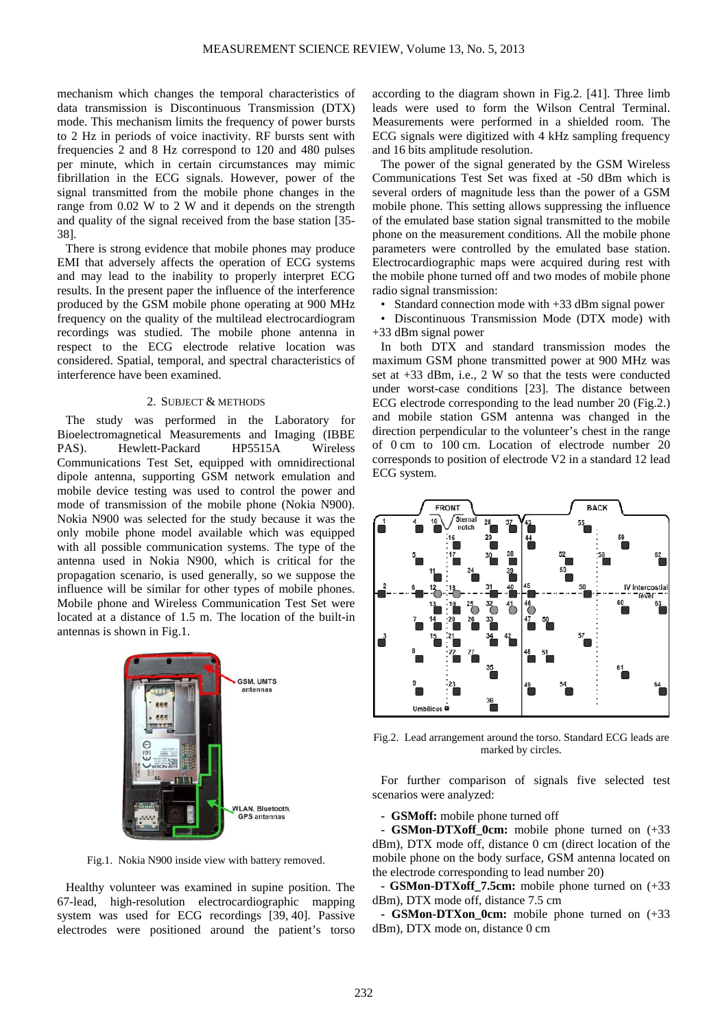mechanism which changes the temporal characteristics of data transmission is Discontinuous Transmission (DTX) mode. This mechanism limits the frequency of power bursts to 2 Hz in periods of voice inactivity. RF bursts sent with frequencies 2 and 8 Hz correspond to 120 and 480 pulses per minute, which in certain circumstances may mimic fibrillation in the ECG signals. However, power of the signal transmitted from the mobile phone changes in the range from 0.02 W to 2 W and it depends on the strength and quality of the signal received from the base station [35-38].

There is strong evidence that mobile phones may produce EMI that adversely affects the operation of ECG systems and may lead to the inability to properly interpret ECG results. In the present paper the influence of the interference produced by the GSM mobile phone operating at 900 MHz frequency on the quality of the multilead electrocardiogram recordings was studied. The mobile phone antenna in respect to the ECG electrode relative location was considered. Spatial, temporal, and spectral characteristics of interference have been examined.

## 2. SUBJECT & METHODS

The study was performed in the Laboratory for Bioelectromagnetical Measurements and Imaging (IBBE PAS). Hewlett-Packard HP5515A Wireless Communications Test Set, equipped with omnidirectional dipole antenna, supporting GSM network emulation and mobile device testing was used to control the power and mode of transmission of the mobile phone (Nokia N900). Nokia N900 was selected for the study because it was the only mobile phone model available which was equipped with all possible communication systems. The type of the antenna used in Nokia N900, which is critical for the propagation scenario, is used generally, so we suppose the influence will be similar for other types of mobile phones. Mobile phone and Wireless Communication Test Set were located at a distance of 1.5 m. The location of the built-in antennas is shown in Fig.1.

Fig.1. Nokia N900 inside view with battery removed.

Healthy volunteer was examined in supine position. The 67-lead, high-resolution electrocardiographic mapping system was used for ECG recordings [39, 40]. Passive electrodes were positioned around the patient's torso according to the diagram shown in Fig.2. [41]. Three limb leads were used to form the Wilson Central Terminal. Measurements were performed in a shielded room. The ECG signals were digitized with 4 kHz sampling frequency and 16 bits amplitude resolution.

The power of the signal generated by the GSM Wireless Communications Test Set was fixed at -50 dBm which is several orders of magnitude less than the power of a GSM mobile phone. This setting allows suppressing the influence of the emulated base station signal transmitted to the mobile phone on the measurement conditions. All the mobile phone parameters were controlled by the emulated base station. Electrocardiographic maps were acquired during rest with the mobile phone turned off and two modes of mobile phone radio signal transmission:

- Standard connection mode with +33 dBm signal power
- Discontinuous Transmission Mode (DTX mode) with +33 dBm signal power

In both DTX and standard transmission modes the maximum GSM phone transmitted power at 900 MHz was set at +33 dBm, i.e., 2 W so that the tests were conducted under worst-case conditions [23]. The distance between ECG electrode corresponding to the lead number 20 (Fig.2.) and mobile station GSM antenna was changed in the direction perpendicular to the volunteer's chest in the range of 0 cm to 100 cm. Location of electrode number 20 corresponds to position of electrode V2 in a standard 12 lead ECG system.

Fig.2. Lead arrangement around the torso. Standard ECG leads are marked by circles.

For further comparison of signals five selected test scenarios were analyzed:

- **GSMoff:** mobile phone turned off
- **GSMon-DTXoff_0cm:** mobile phone turned on (+33 dBm), DTX mode off, distance 0 cm (direct location of the mobile phone on the body surface, GSM antenna located on the electrode corresponding to lead number 20)
- **GSMon-DTXoff_7.5cm:** mobile phone turned on (+33 dBm), DTX mode off, distance 7.5 cm
- **GSMon-DTXon_0cm:** mobile phone turned on (+33 dBm), DTX mode on, distance 0 cm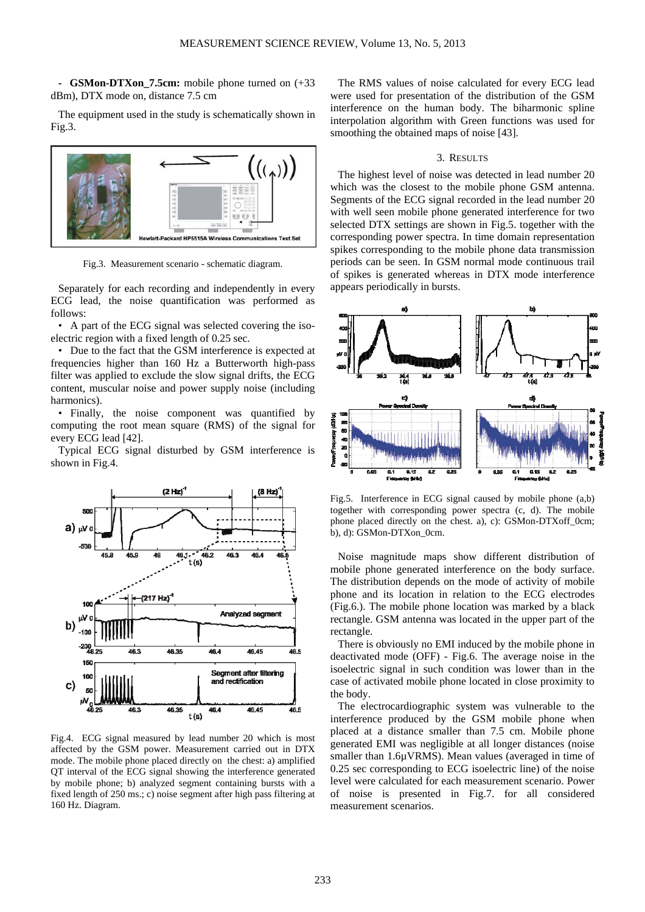- **GSMon-DTXon_7.5cm:** mobile phone turned on (+33 dBm), DTX mode on, distance 7.5 cm

The equipment used in the study is schematically shown in Fig.3.

Fig.3. Measurement scenario - schematic diagram.

Separately for each recording and independently in every ECG lead, the noise quantification was performed as follows:

- A part of the ECG signal was selected covering the iso-electric region with a fixed length of 0.25 sec.
- Due to the fact that the GSM interference is expected at frequencies higher than 160 Hz a Butterworth high-pass filter was applied to exclude the slow signal drifts, the ECG content, muscular noise and power supply noise (including harmonics).
- Finally, the noise component was quantified by computing the root mean square (RMS) of the signal for every ECG lead [42].

Typical ECG signal disturbed by GSM interference is shown in Fig.4.

Fig.4. ECG signal measured by lead number 20 which is most affected by the GSM power. Measurement carried out in DTX mode. The mobile phone placed directly on the chest: a) amplified QT interval of the ECG signal showing the interference generated by mobile phone; b) analyzed segment containing bursts with a fixed length of 250 ms.; c) noise segment after high pass filtering at 160 Hz. Diagram.

The RMS values of noise calculated for every ECG lead were used for presentation of the distribution of the GSM interference on the human body. The biharmonic spline interpolation algorithm with Green functions was used for smoothing the obtained maps of noise [43].

## 3. RESULTS

The highest level of noise was detected in lead number 20 which was the closest to the mobile phone GSM antenna. Segments of the ECG signal recorded in the lead number 20 with well seen mobile phone generated interference for two selected DTX settings are shown in Fig.5. together with the corresponding power spectra. In time domain representation spikes corresponding to the mobile phone data transmission periods can be seen. In GSM normal mode continuous trail of spikes is generated whereas in DTX mode interference appears periodically in bursts.

Fig.5. Interference in ECG signal caused by mobile phone (a,b) together with corresponding power spectra (c, d). The mobile phone placed directly on the chest. a), c): GSMon-DTXoff_0cm; b), d): GSMon-DTXon_0cm.

Noise magnitude maps show different distribution of mobile phone generated interference on the body surface. The distribution depends on the mode of activity of mobile phone and its location in relation to the ECG electrodes (Fig.6.). The mobile phone location was marked by a black rectangle. GSM antenna was located in the upper part of the rectangle.

There is obviously no EMI induced by the mobile phone in deactivated mode (OFF) - Fig.6. The average noise in the isoelectric signal in such condition was lower than in the case of activated mobile phone located in close proximity to the body.

The electrocardiographic system was vulnerable to the interference produced by the GSM mobile phone when placed at a distance smaller than 7.5 cm. Mobile phone generated EMI was negligible at all longer distances (noise smaller than 1.6µVRMS). Mean values (averaged in time of 0.25 sec corresponding to ECG isoelectric line) of the noise level were calculated for each measurement scenario. Power of noise is presented in Fig.7. for all considered measurement scenarios.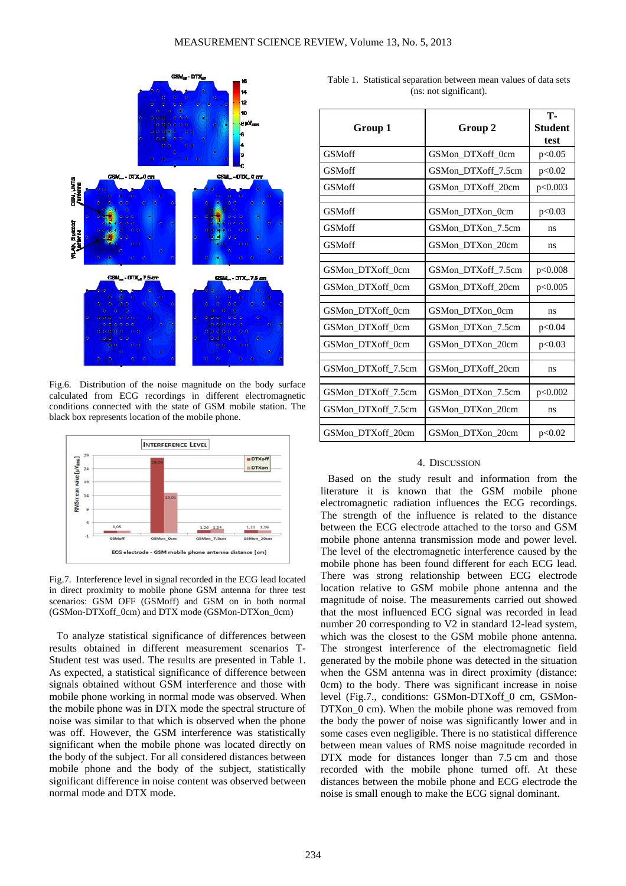Fig.6. Distribution of the noise magnitude on the body surface calculated from ECG recordings in different electromagnetic conditions connected with the state of GSM mobile station. The black box represents location of the mobile phone.

Fig.7. Interference level in signal recorded in the ECG lead located in direct proximity to mobile phone GSM antenna for three test scenarios: GSM OFF (GSMoff) and GSM on in both normal (GSMon-DTXoff_0cm) and DTX mode (GSMon-DTXon_0cm)

To analyze statistical significance of differences between results obtained in different measurement scenarios T-Student test was used. The results are presented in Table 1. As expected, a statistical significance of difference between signals obtained without GSM interference and those with mobile phone working in normal mode was observed. When the mobile phone was in DTX mode the spectral structure of noise was similar to that which is observed when the phone was off. However, the GSM interference was statistically significant when the mobile phone was located directly on the body of the subject. For all considered distances between mobile phone and the body of the subject, statistically significant difference in noise content was observed between normal mode and DTX mode.

Table 1. Statistical separation between mean values of data sets (ns: not significant).

| Group 1 | Group 2 | T-Student test |
|---|---|---|
| GSMoff | GSMon_DTXoff_0cm | $p<0.05$ |
| GSMoff | GSMon_DTXoff_7.5cm | $p<0.02$ |
| GSMoff | GSMon_DTXoff_20cm | $p<0.003$ |
| GSMoff | GSMon_DTXon_0cm | $p<0.03$ |
| GSMoff | GSMon_DTXon_7.5cm | ns |
| GSMoff | GSMon_DTXon_20cm | ns |
| GSMon_DTXoff_0cm | GSMon_DTXoff_7.5cm | $p<0.008$ |
| GSMon_DTXoff_0cm | GSMon_DTXoff_20cm | $p<0.005$ |
| GSMon_DTXoff_0cm | GSMon_DTXon_0cm | ns |
| GSMon_DTXoff_0cm | GSMon_DTXon_7.5cm | $p<0.04$ |
| GSMon_DTXoff_0cm | GSMon_DTXon_20cm | $p<0.03$ |
| GSMon_DTXoff_7.5cm | GSMon_DTXoff_20cm | ns |
| GSMon_DTXoff_7.5cm | GSMon_DTXon_7.5cm | $p<0.002$ |
| GSMon_DTXoff_7.5cm | GSMon_DTXon_20cm | ns |
| GSMon_DTXoff_20cm | GSMon_DTXon_20cm | $p<0.02$ |

## 4. Discussion

Based on the study result and information from the literature it is known that the GSM mobile phone electromagnetic radiation influences the ECG recordings. The strength of the influence is related to the distance between the ECG electrode attached to the torso and GSM mobile phone antenna transmission mode and power level. The level of the electromagnetic interference caused by the mobile phone has been found different for each ECG lead. There was strong relationship between ECG electrode location relative to GSM mobile phone antenna and the magnitude of noise. The measurements carried out showed that the most influenced ECG signal was recorded in lead number 20 corresponding to V2 in standard 12-lead system, which was the closest to the GSM mobile phone antenna. The strongest interference of the electromagnetic field generated by the mobile phone was detected in the situation when the GSM antenna was in direct proximity (distance: 0cm) to the body. There was significant increase in noise level (Fig.7., conditions: GSMon-DTXoff_0 cm, GSMon-DTXon_0 cm). When the mobile phone was removed from the body the power of noise was significantly lower and in some cases even negligible. There is no statistical difference between mean values of RMS noise magnitude recorded in DTX mode for distances longer than 7.5 cm and those recorded with the mobile phone turned off. At these distances between the mobile phone and ECG electrode the noise is small enough to make the ECG signal dominant.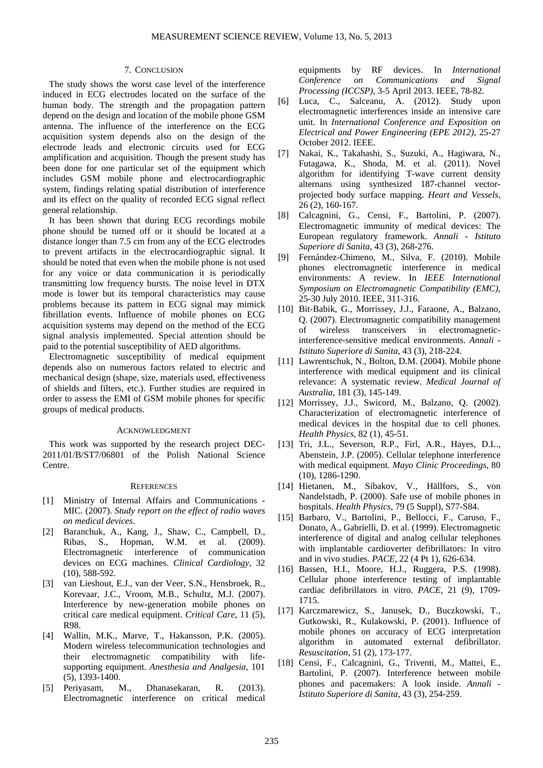## 7. Conclusion

The study shows the worst case level of the interference induced in ECG electrodes located on the surface of the human body. The strength and the propagation pattern depend on the design and location of the mobile phone GSM antenna. The influence of the interference on the ECG acquisition system depends also on the design of the electrode leads and electronic circuits used for ECG amplification and acquisition. Though the present study has been done for one particular set of the equipment which includes GSM mobile phone and electrocardiographic system, findings relating spatial distribution of interference and its effect on the quality of recorded ECG signal reflect general relationship.

It has been shown that during ECG recordings mobile phone should be turned off or it should be located at a distance longer than 7.5 cm from any of the ECG electrodes to prevent artifacts in the electrocardiographic signal. It should be noted that even when the mobile phone is not used for any voice or data communication it is periodically transmitting low frequency bursts. The noise level in DTX mode is lower but its temporal characteristics may cause problems because its pattern in ECG signal may mimick fibrillation events. Influence of mobile phones on ECG acquisition systems may depend on the method of the ECG signal analysis implemented. Special attention should be paid to the potential susceptibility of AED algorithms.

Electromagnetic susceptibility of medical equipment depends also on numerous factors related to electric and mechanical design (shape, size, materials used, effectiveness of shields and filters, etc.). Further studies are required in order to assess the EMI of GSM mobile phones for specific groups of medical products.

## Acknowledgment

This work was supported by the research project DEC-2011/01/B/ST7/06801 of the Polish National Science Centre.

## References

[1] Ministry of Internal Affairs and Communications - MIC. (2007). *Study report on the effect of radio waves on medical devices*.

[2] Baranchuk, A., Kang, J., Shaw, C., Campbell, D., Ribas, S., Hopman, W.M. et al. (2009). Electromagnetic interference of communication devices on ECG machines. *Clinical Cardiology*, 32 (10), 588-592.

[3] van Lieshout, E.J., van der Veer, S.N., Hensbroek, R., Korevaar, J.C., Vroom, M.B., Schultz, M.J. (2007). Interference by new-generation mobile phones on critical care medical equipment. *Critical Care*, 11 (5), R98.

[4] Wallin, M.K., Marve, T., Hakansson, P.K. (2005). Modern wireless telecommunication technologies and their electromagnetic compatibility with life-supporting equipment. *Anesthesia and Analgesia*, 101 (5), 1393-1400.

[5] Periyasam, M., Dhanasekaran, R. (2013). Electromagnetic interference on critical medical equipments by RF devices. In *International Conference on Communications and Signal Processing (ICCSP)*, 3-5 April 2013. IEEE, 78-82.

[6] Luca, C., Salceanu, A. (2012). Study upon electromagnetic interferences inside an intensive care unit. In *International Conference and Exposition on Electrical and Power Engineering (EPE 2012)*, 25-27 October 2012. IEEE.

[7] Nakai, K., Takahashi, S., Suzuki, A., Hagiwara, N., Futagawa, K., Shoda, M. et al. (2011). Novel algorithm for identifying T-wave current density alternans using synthesized 187-channel vector-projected body surface mapping. *Heart and Vessels*, 26 (2), 160-167.

[8] Calcagnini, G., Censi, F., Bartolini, P. (2007). Electromagnetic immunity of medical devices: The European regulatory framework. *Annali - Istituto Superiore di Sanita*, 43 (3), 268-276.

[9] Fernández-Chimeno, M., Silva, F. (2010). Mobile phones electromagnetic interference in medical environments: A review. In *IEEE International Symposium on Electromagnetic Compatibility (EMC)*, 25-30 July 2010. IEEE, 311-316.

[10] Bit-Babik, G., Morrissey, J.J., Faraone, A., Balzano, Q. (2007). Electromagnetic compatibility management of wireless transceivers in electromagnetic-interference-sensitive medical environments. *Annali - Istituto Superiore di Sanita*, 43 (3), 218-224.

[11] Lawrentschuk, N., Bolton, D.M. (2004). Mobile phone interference with medical equipment and its clinical relevance: A systematic review. *Medical Journal of Australia*, 181 (3), 145-149.

[12] Morrissey, J.J., Swicord, M., Balzano, Q. (2002). Characterization of electromagnetic interference of medical devices in the hospital due to cell phones. *Health Physics*, 82 (1), 45-51.

[13] Tri, J.L., Severson, R.P., Firl, A.R., Hayes, D.L., Abenstein, J.P. (2005). Cellular telephone interference with medical equipment. *Mayo Clinic Proceedings*, 80 (10), 1286-1290.

[14] Hietanen, M., Sibakov, V., Hällfors, S., von Nandelstadh, P. (2000). Safe use of mobile phones in hospitals. *Health Physics*, 79 (5 Suppl), S77-S84.

[15] Barbaro, V., Bartolini, P., Bellocci, F., Caruso, F., Donato, A., Gabrielli, D. et al. (1999). Electromagnetic interference of digital and analog cellular telephones with implantable cardioverter defibrillators: In vitro and in vivo studies. *PACE*, 22 (4 Pt 1), 626-634.

[16] Bassen, H.I., Moore, H.J., Ruggera, P.S. (1998). Cellular phone interference testing of implantable cardiac defibrillators in vitro. *PACE*, 21 (9), 1709-1715.

[17] Karczmarewicz, S., Janusek, D., Buczkowski, T., Gutkowski, R., Kulakowski, P. (2001). Influence of mobile phones on accuracy of ECG interpretation algorithm in automated external defibrillator. *Resuscitation*, 51 (2), 173-177.

[18] Censi, F., Calcagnini, G., Triventi, M., Mattei, E., Bartolini, P. (2007). Interference between mobile phones and pacemakers: A look inside. *Annali - Istituto Superiore di Sanita*, 43 (3), 254-259.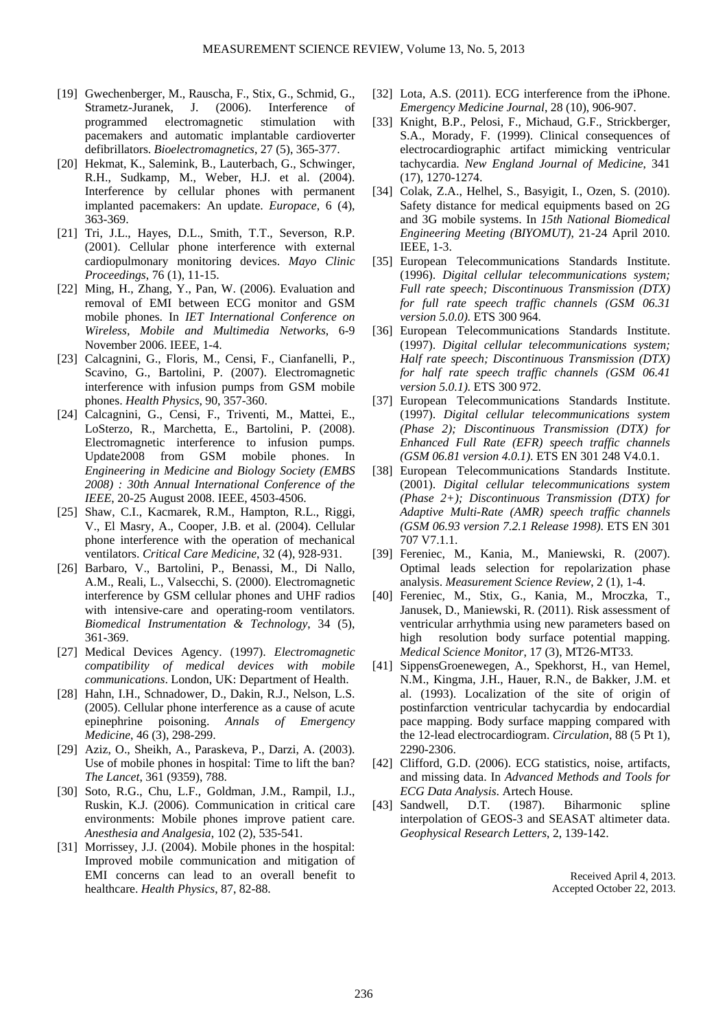[19] Gwechenberger, M., Rauscha, F., Stix, G., Schmid, G., Strametz-Juranek, J. (2006). Interference of programmed electromagnetic stimulation with pacemakers and automatic implantable cardioverter defibrillators. *Bioelectromagnetics*, 27 (5), 365-377.

[20] Hekmat, K., Salemink, B., Lauterbach, G., Schwinger, R.H., Sudkamp, M., Weber, H.J. et al. (2004). Interference by cellular phones with permanent implanted pacemakers: An update. *Europace*, 6 (4), 363-369.

[21] Tri, J.L., Hayes, D.L., Smith, T.T., Severson, R.P. (2001). Cellular phone interference with external cardiopulmonary monitoring devices. *Mayo Clinic Proceedings*, 76 (1), 11-15.

[22] Ming, H., Zhang, Y., Pan, W. (2006). Evaluation and removal of EMI between ECG monitor and GSM mobile phones. In *IET International Conference on Wireless, Mobile and Multimedia Networks*, 6-9 November 2006. IEEE, 1-4.

[23] Calcagnini, G., Floris, M., Censi, F., Cianfanelli, P., Scavino, G., Bartolini, P. (2007). Electromagnetic interference with infusion pumps from GSM mobile phones. *Health Physics*, 90, 357-360.

[24] Calcagnini, G., Censi, F., Triventi, M., Mattei, E., LoSterzo, R., Marchetta, E., Bartolini, P. (2008). Electromagnetic interference to infusion pumps. Update2008 from GSM mobile phones. In *Engineering in Medicine and Biology Society (EMBS 2008) : 30th Annual International Conference of the IEEE*, 20-25 August 2008. IEEE, 4503-4506.

[25] Shaw, C.I., Kacmarek, R.M., Hampton, R.L., Riggi, V., El Masry, A., Cooper, J.B. et al. (2004). Cellular phone interference with the operation of mechanical ventilators. *Critical Care Medicine*, 32 (4), 928-931.

[26] Barbaro, V., Bartolini, P., Benassi, M., Di Nallo, A.M., Reali, L., Valsecchi, S. (2000). Electromagnetic interference by GSM cellular phones and UHF radios with intensive-care and operating-room ventilators. *Biomedical Instrumentation & Technology*, 34 (5), 361-369.

[27] Medical Devices Agency. (1997). *Electromagnetic compatibility of medical devices with mobile communications*. London, UK: Department of Health.

[28] Hahn, I.H., Schnadower, D., Dakin, R.J., Nelson, L.S. (2005). Cellular phone interference as a cause of acute epinephrine poisoning. *Annals of Emergency Medicine*, 46 (3), 298-299.

[29] Aziz, O., Sheikh, A., Paraskeva, P., Darzi, A. (2003). Use of mobile phones in hospital: Time to lift the ban? *The Lancet*, 361 (9359), 788.

[30] Soto, R.G., Chu, L.F., Goldman, J.M., Rampil, I.J., Ruskin, K.J. (2006). Communication in critical care environments: Mobile phones improve patient care. *Anesthesia and Analgesia*, 102 (2), 535-541.

[31] Morrissey, J.J. (2004). Mobile phones in the hospital: Improved mobile communication and mitigation of EMI concerns can lead to an overall benefit to healthcare. *Health Physics*, 87, 82-88.

[32] Lota, A.S. (2011). ECG interference from the iPhone. *Emergency Medicine Journal*, 28 (10), 906-907.

[33] Knight, B.P., Pelosi, F., Michaud, G.F., Strickberger, S.A., Morady, F. (1999). Clinical consequences of electrocardiographic artifact mimicking ventricular tachycardia. *New England Journal of Medicine*, 341 (17), 1270-1274.

[34] Colak, Z.A., Helhel, S., Basyigit, I., Ozen, S. (2010). Safety distance for medical equipments based on 2G and 3G mobile systems. In *15th National Biomedical Engineering Meeting (BIYOMUT)*, 21-24 April 2010. IEEE, 1-3.

[35] European Telecommunications Standards Institute. (1996). *Digital cellular telecommunications system; Full rate speech; Discontinuous Transmission (DTX) for full rate speech traffic channels (GSM 06.31 version 5.0.0)*. ETS 300 964.

[36] European Telecommunications Standards Institute. (1997). *Digital cellular telecommunications system; Half rate speech; Discontinuous Transmission (DTX) for half rate speech traffic channels (GSM 06.41 version 5.0.1)*. ETS 300 972.

[37] European Telecommunications Standards Institute. (1997). *Digital cellular telecommunications system (Phase 2); Discontinuous Transmission (DTX) for Enhanced Full Rate (EFR) speech traffic channels (GSM 06.81 version 4.0.1)*. ETS EN 301 248 V4.0.1.

[38] European Telecommunications Standards Institute. (2001). *Digital cellular telecommunications system (Phase 2+); Discontinuous Transmission (DTX) for Adaptive Multi-Rate (AMR) speech traffic channels (GSM 06.93 version 7.2.1 Release 1998)*. ETS EN 301 707 V7.1.1.

[39] Fereniec, M., Kania, M., Maniewski, R. (2007). Optimal leads selection for repolarization phase analysis. *Measurement Science Review*, 2 (1), 1-4.

[40] Fereniec, M., Stix, G., Kania, M., Mroczka, T., Janusek, D., Maniewski, R. (2011). Risk assessment of ventricular arrhythmia using new parameters based on high resolution body surface potential mapping. *Medical Science Monitor*, 17 (3), MT26-MT33.

[41] SippensGroenewegen, A., Spekhorst, H., van Hemel, N.M., Kingma, J.H., Hauer, R.N., de Bakker, J.M. et al. (1993). Localization of the site of origin of postinfarction ventricular tachycardia by endocardial pace mapping. Body surface mapping compared with the 12-lead electrocardiogram. *Circulation*, 88 (5 Pt 1), 2290-2306.

[42] Clifford, G.D. (2006). ECG statistics, noise, artifacts, and missing data. In *Advanced Methods and Tools for ECG Data Analysis*. Artech House.

[43] Sandwell, D.T. (1987). Biharmonic spline interpolation of GEOS-3 and SEASAT altimeter data. *Geophysical Research Letters*, 2, 139-142.

Received April 4, 2013.
Accepted October 22, 2013.